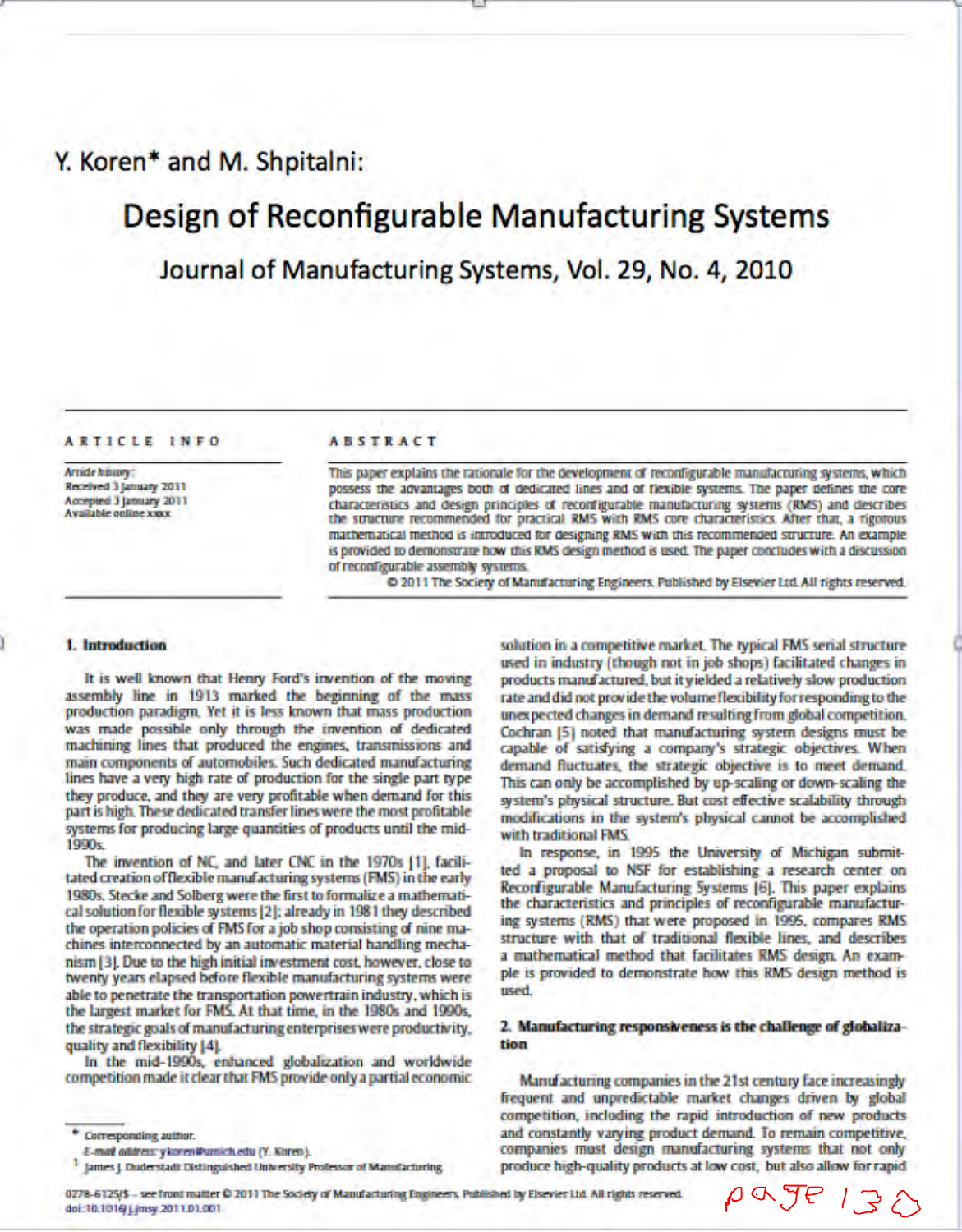Y. Koren* and M. Shpitalni:

# Design of Reconfigurable Manufacturing Systems

Journal of Manufacturing Systems, Vol. 29, No. 4, 2010

**ARTICLE INFO**

*Article history:*
Received 3 January 2011
Accepted 3 January 2011
Available online xxxx

**ABSTRACT**

This paper explains the rationale for the development of reconfigurable manufacturing systems, which possess the advantages both of dedicated lines and of flexible systems. The paper defines the core characteristics and design principles of reconfigurable manufacturing systems (RMS) and describes the structure recommended for practical RMS with RMS core characteristics. After that, a rigorous mathematical method is introduced for designing RMS with this recommended structure. An example is provided to demonstrate how this RMS design method is used. The paper concludes with a discussion of reconfigurable assembly systems.

© 2011 The Society of Manufacturing Engineers. Published by Elsevier Ltd. All rights reserved.

## 1. Introduction

It is well known that Henry Ford's invention of the moving assembly line in 1913 marked the beginning of the mass production paradigm. Yet it is less known that mass production was made possible only through the invention of dedicated machining lines that produced the engines, transmissions and main components of automobiles. Such dedicated manufacturing lines have a very high rate of production for the single part type they produce, and they are very profitable when demand for this part is high. These dedicated transfer lines were the most profitable systems for producing large quantities of products until the mid-1990s.

The invention of NC, and later CNC in the 1970s [1], facilitated creation of flexible manufacturing systems (FMS) in the early 1980s. Stecke and Solberg were the first to formalize a mathematical solution for flexible systems [2]; already in 1981 they described the operation policies of FMS for a job shop consisting of nine machines interconnected by an automatic material handling mechanism [3]. Due to the high initial investment cost, however, close to twenty years elapsed before flexible manufacturing systems were able to penetrate the transportation powertrain industry, which is the largest market for FMS. At that time, in the 1980s and 1990s, the strategic goals of manufacturing enterprises were productivity, quality and flexibility [4].

In the mid-1990s, enhanced globalization and worldwide competition made it clear that FMS provide only a partial economic solution in a competitive market. The typical FMS serial structure used in industry (though not in job shops) facilitated changes in products manufactured, but it yielded a relatively slow production rate and did not provide the volume flexibility for responding to the unexpected changes in demand resulting from global competition. Cochran [5] noted that manufacturing system designs must be capable of satisfying a company's strategic objectives. When demand fluctuates, the strategic objective is to meet demand. This can only be accomplished by up-scaling or down-scaling the system's physical structure. But cost effective scalability through modifications in the system's physical cannot be accomplished with traditional FMS.

In response, in 1995 the University of Michigan submitted a proposal to NSF for establishing a research center on Reconfigurable Manufacturing Systems [6]. This paper explains the characteristics and principles of reconfigurable manufacturing systems (RMS) that were proposed in 1995, compares RMS structure with that of traditional flexible lines, and describes a mathematical method that facilitates RMS design. An example is provided to demonstrate how this RMS design method is used.

## 2. Manufacturing responsiveness is the challenge of globalization

Manufacturing companies in the 21st century face increasingly frequent and unpredictable market changes driven by global competition, including the rapid introduction of new products and constantly varying product demand. To remain competitive, companies must design manufacturing systems that not only produce high-quality products at low cost, but also allow for rapid

\* Corresponding author.
*E-mail address:* ykoren@umich.edu (Y. Koren).
[1] James J. Duderstadt Distinguished University Professor of Manufacturing.

0278-6125/$ – see front matter © 2011 The Society of Manufacturing Engineers. Published by Elsevier Ltd. All rights reserved.
doi:10.1016/j.jmsy.2011.01.001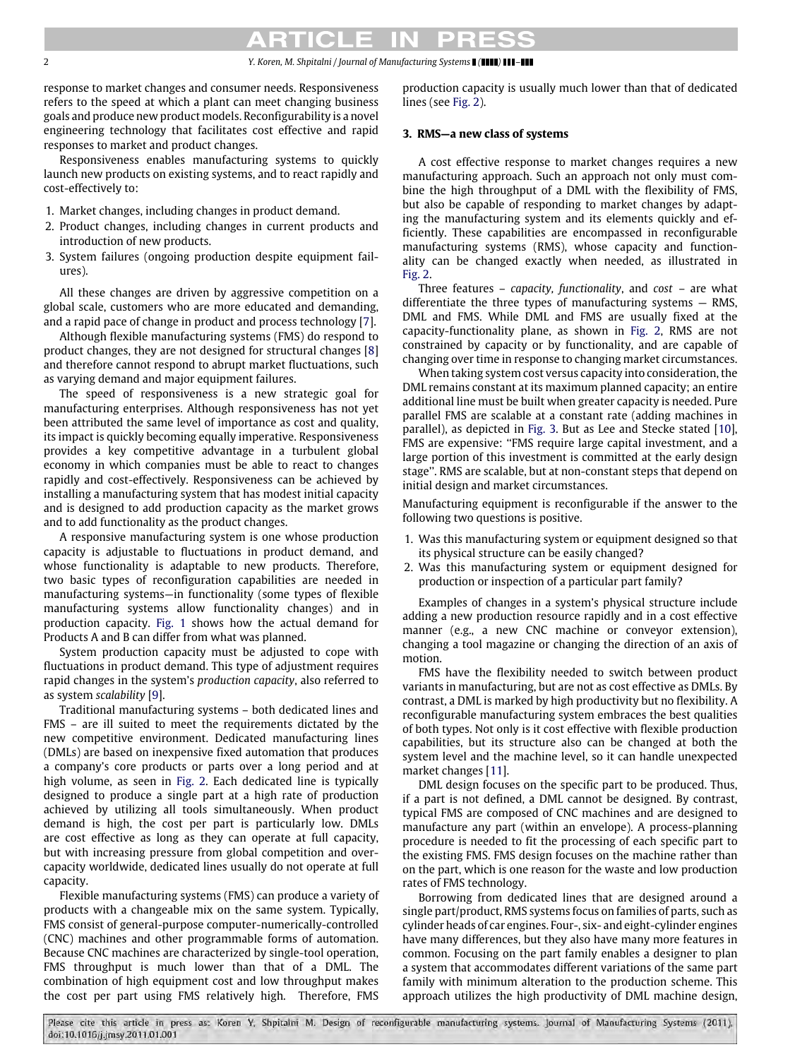response to market changes and consumer needs. Responsiveness refers to the speed at which a plant can meet changing business goals and produce new product models. Reconfigurability is a novel engineering technology that facilitates cost effective and rapid responses to market and product changes.

Responsiveness enables manufacturing systems to quickly launch new products on existing systems, and to react rapidly and cost-effectively to:

1. Market changes, including changes in product demand.
2. Product changes, including changes in current products and introduction of new products.
3. System failures (ongoing production despite equipment failures).

All these changes are driven by aggressive competition on a global scale, customers who are more educated and demanding, and a rapid pace of change in product and process technology [7].

Although flexible manufacturing systems (FMS) do respond to product changes, they are not designed for structural changes [8] and therefore cannot respond to abrupt market fluctuations, such as varying demand and major equipment failures.

The speed of responsiveness is a new strategic goal for manufacturing enterprises. Although responsiveness has not yet been attributed the same level of importance as cost and quality, its impact is quickly becoming equally imperative. Responsiveness provides a key competitive advantage in a turbulent global economy in which companies must be able to react to changes rapidly and cost-effectively. Responsiveness can be achieved by installing a manufacturing system that has modest initial capacity and is designed to add production capacity as the market grows and to add functionality as the product changes.

A responsive manufacturing system is one whose production capacity is adjustable to fluctuations in product demand, and whose functionality is adaptable to new products. Therefore, two basic types of reconfiguration capabilities are needed in manufacturing systems—in functionality (some types of flexible manufacturing systems allow functionality changes) and in production capacity. Fig. 1 shows how the actual demand for Products A and B can differ from what was planned.

System production capacity must be adjusted to cope with fluctuations in product demand. This type of adjustment requires rapid changes in the system's *production capacity*, also referred to as system *scalability* [9].

Traditional manufacturing systems – both dedicated lines and FMS – are ill suited to meet the requirements dictated by the new competitive environment. Dedicated manufacturing lines (DMLs) are based on inexpensive fixed automation that produces a company's core products or parts over a long period and at high volume, as seen in Fig. 2. Each dedicated line is typically designed to produce a single part at a high rate of production achieved by utilizing all tools simultaneously. When product demand is high, the cost per part is particularly low. DMLs are cost effective as long as they can operate at full capacity, but with increasing pressure from global competition and over-capacity worldwide, dedicated lines usually do not operate at full capacity.

Flexible manufacturing systems (FMS) can produce a variety of products with a changeable mix on the same system. Typically, FMS consist of general-purpose computer-numerically-controlled (CNC) machines and other programmable forms of automation. Because CNC machines are characterized by single-tool operation, FMS throughput is much lower than that of a DML. The combination of high equipment cost and low throughput makes the cost per part using FMS relatively high. Therefore, FMS production capacity is usually much lower than that of dedicated lines (see Fig. 2).

### 3. RMS—a new class of systems

A cost effective response to market changes requires a new manufacturing approach. Such an approach not only must combine the high throughput of a DML with the flexibility of FMS, but also be capable of responding to market changes by adapting the manufacturing system and its elements quickly and efficiently. These capabilities are encompassed in reconfigurable manufacturing systems (RMS), whose capacity and functionality can be changed exactly when needed, as illustrated in Fig. 2.

Three features – *capacity*, *functionality*, and *cost* – are what differentiate the three types of manufacturing systems — RMS, DML and FMS. While DML and FMS are usually fixed at the capacity-functionality plane, as shown in Fig. 2, RMS are not constrained by capacity or by functionality, and are capable of changing over time in response to changing market circumstances.

When taking system cost versus capacity into consideration, the DML remains constant at its maximum planned capacity; an entire additional line must be built when greater capacity is needed. Pure parallel FMS are scalable at a constant rate (adding machines in parallel), as depicted in Fig. 3. But as Lee and Stecke stated [10], FMS are expensive: "FMS require large capital investment, and a large portion of this investment is committed at the early design stage". RMS are scalable, but at non-constant steps that depend on initial design and market circumstances.

Manufacturing equipment is reconfigurable if the answer to the following two questions is positive.

1. Was this manufacturing system or equipment designed so that its physical structure can be easily changed?
2. Was this manufacturing system or equipment designed for production or inspection of a particular part family?

Examples of changes in a system's physical structure include adding a new production resource rapidly and in a cost effective manner (e.g., a new CNC machine or conveyor extension), changing a tool magazine or changing the direction of an axis of motion.

FMS have the flexibility needed to switch between product variants in manufacturing, but are not as cost effective as DMLs. By contrast, a DML is marked by high productivity but no flexibility. A reconfigurable manufacturing system embraces the best qualities of both types. Not only is it cost effective with flexible production capabilities, but its structure also can be changed at both the system level and the machine level, so it can handle unexpected market changes [11].

DML design focuses on the specific part to be produced. Thus, if a part is not defined, a DML cannot be designed. By contrast, typical FMS are composed of CNC machines and are designed to manufacture any part (within an envelope). A process-planning procedure is needed to fit the processing of each specific part to the existing FMS. FMS design focuses on the machine rather than on the part, which is one reason for the waste and low production rates of FMS technology.

Borrowing from dedicated lines that are designed around a single part/product, RMS systems focus on families of parts, such as cylinder heads of car engines. Four-, six- and eight-cylinder engines have many differences, but they also have many more features in common. Focusing on the part family enables a designer to plan a system that accommodates different variations of the same part family with minimum alteration to the production scheme. This approach utilizes the high productivity of DML machine design,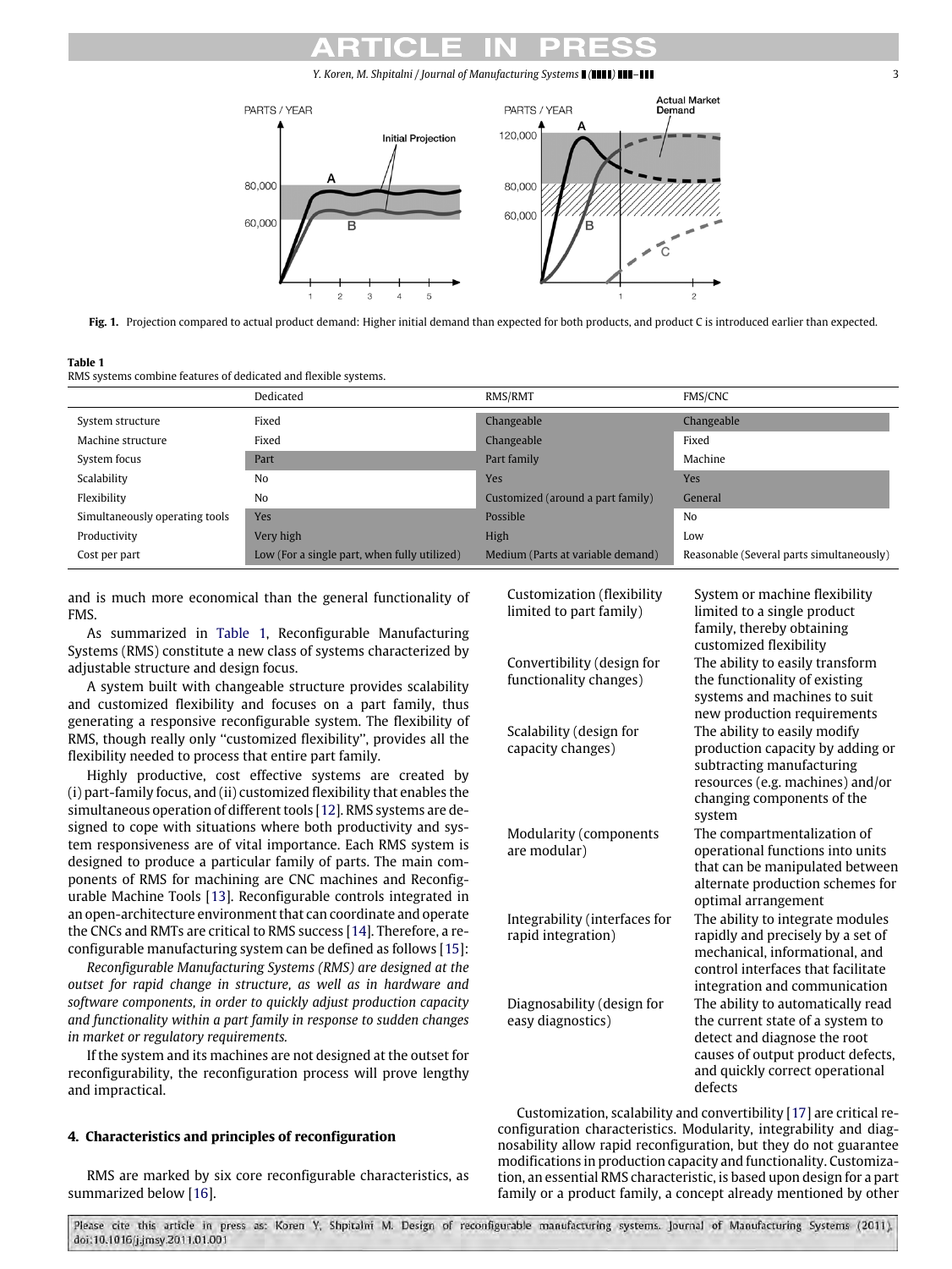PARTS / YEAR

Initial Projection

80,000

A

60,000

B

1 2 3 4 5

PARTS / YEAR

Actual Market Demand

120,000

A

80,000

60,000

B

C

1 2

**Fig. 1.** Projection compared to actual product demand: Higher initial demand than expected for both products, and product C is introduced earlier than expected.

**Table 1**
RMS systems combine features of dedicated and flexible systems.

| | Dedicated | RMS/RMT | FMS/CNC |
|---|---|---|---|
| System structure | Fixed | Changeable | Changeable |
| Machine structure | Fixed | Changeable | Fixed |
| System focus | Part | Part family | Machine |
| Scalability | No | Yes | Yes |
| Flexibility | No | Customized (around a part family) | General |
| Simultaneously operating tools | Yes | Possible | No |
| Productivity | Very high | High | Low |
| Cost per part | Low (For a single part, when fully utilized) | Medium (Parts at variable demand) | Reasonable (Several parts simultaneously) |

and is much more economical than the general functionality of FMS.

As summarized in Table 1, Reconfigurable Manufacturing Systems (RMS) constitute a new class of systems characterized by adjustable structure and design focus.

A system built with changeable structure provides scalability and customized flexibility and focuses on a part family, thus generating a responsive reconfigurable system. The flexibility of RMS, though really only "customized flexibility", provides all the flexibility needed to process that entire part family.

Highly productive, cost effective systems are created by (i) part-family focus, and (ii) customized flexibility that enables the simultaneous operation of different tools [12]. RMS systems are designed to cope with situations where both productivity and system responsiveness are of vital importance. Each RMS system is designed to produce a particular family of parts. The main components of RMS for machining are CNC machines and Reconfigurable Machine Tools [13]. Reconfigurable controls integrated in an open-architecture environment that can coordinate and operate the CNCs and RMTs are critical to RMS success [14]. Therefore, a reconfigurable manufacturing system can be defined as follows [15]:

*Reconfigurable Manufacturing Systems (RMS) are designed at the outset for rapid change in structure, as well as in hardware and software components, in order to quickly adjust production capacity and functionality within a part family in response to sudden changes in market or regulatory requirements.*

If the system and its machines are not designed at the outset for reconfigurability, the reconfiguration process will prove lengthy and impractical.

## 4. Characteristics and principles of reconfiguration

RMS are marked by six core reconfigurable characteristics, as summarized below [16].

| | |
|---|---|
| Customization (flexibility limited to part family) | System or machine flexibility limited to a single product family, thereby obtaining customized flexibility |
| Convertibility (design for functionality changes) | The ability to easily transform the functionality of existing systems and machines to suit new production requirements |
| Scalability (design for capacity changes) | The ability to easily modify production capacity by adding or subtracting manufacturing resources (e.g. machines) and/or changing components of the system |
| Modularity (components are modular) | The compartmentalization of operational functions into units that can be manipulated between alternate production schemes for optimal arrangement |
| Integrability (interfaces for rapid integration) | The ability to integrate modules rapidly and precisely by a set of mechanical, informational, and control interfaces that facilitate integration and communication |
| Diagnosability (design for easy diagnostics) | The ability to automatically read the current state of a system to detect and diagnose the root causes of output product defects, and quickly correct operational defects |

Customization, scalability and convertibility [17] are critical reconfiguration characteristics. Modularity, integrability and diagnosability allow rapid reconfiguration, but they do not guarantee modifications in production capacity and functionality. Customization, an essential RMS characteristic, is based upon design for a part family or a product family, a concept already mentioned by other

Please cite this article in press as: Koren Y, Shpitalni M. Design of reconfigurable manufacturing systems. Journal of Manufacturing Systems (2011), doi:10.1016/j.jmsy.2011.01.001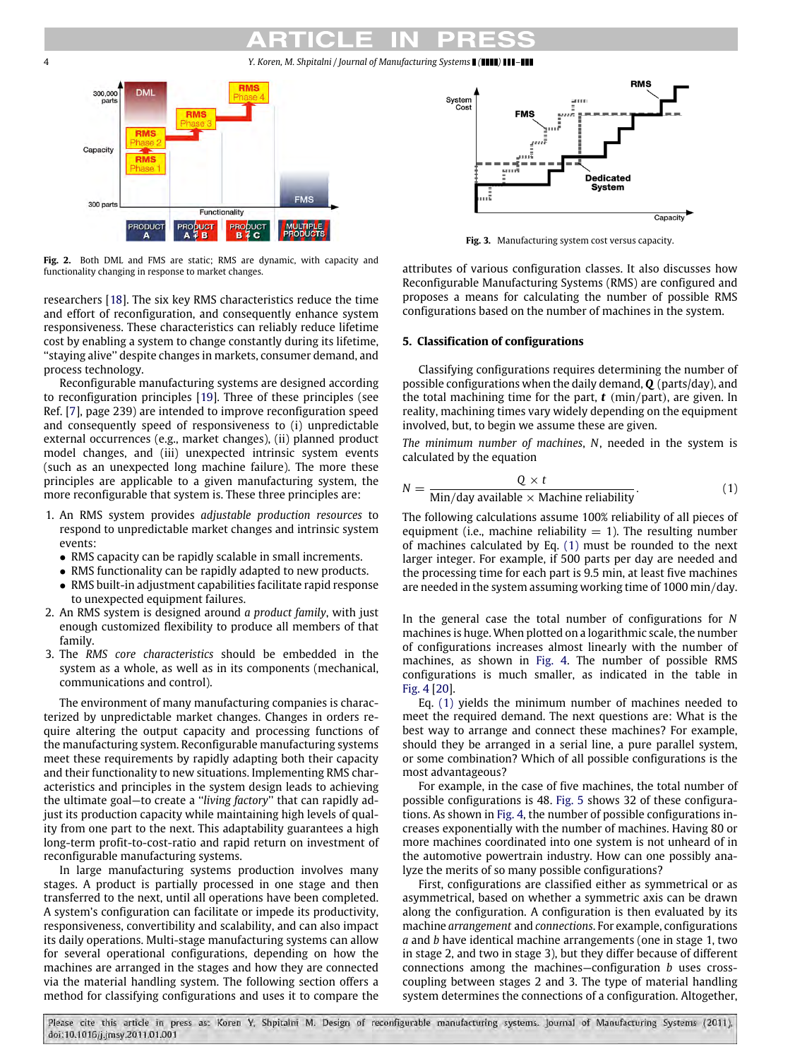300,000 parts

DML

RMS Phase 4

RMS Phase 3

RMS Phase 2

Capacity

RMS Phase 1

300 parts

FMS

Functionality

PRODUCT A

PRODUCT A ≠ B

PRODUCT B ≠ C

MULTIPLE PRODUCTS

**Fig. 2.** Both DML and FMS are static; RMS are dynamic, with capacity and functionality changing in response to market changes.

System Cost

RMS

FMS

Dedicated System

Capacity

**Fig. 3.** Manufacturing system cost versus capacity.

researchers [18]. The six key RMS characteristics reduce the time and effort of reconfiguration, and consequently enhance system responsiveness. These characteristics can reliably reduce lifetime cost by enabling a system to change constantly during its lifetime, "staying alive" despite changes in markets, consumer demand, and process technology.

Reconfigurable manufacturing systems are designed according to reconfiguration principles [19]. Three of these principles (see Ref. [7], page 239) are intended to improve reconfiguration speed and consequently speed of responsiveness to (i) unpredictable external occurrences (e.g., market changes), (ii) planned product model changes, and (iii) unexpected intrinsic system events (such as an unexpected long machine failure). The more these principles are applicable to a given manufacturing system, the more reconfigurable that system is. These three principles are:

1. An RMS system provides *adjustable production resources* to respond to unpredictable market changes and intrinsic system events:
   - RMS capacity can be rapidly scalable in small increments.
   - RMS functionality can be rapidly adapted to new products.
   - RMS built-in adjustment capabilities facilitate rapid response to unexpected equipment failures.
2. An RMS system is designed around *a product family*, with just enough customized flexibility to produce all members of that family.
3. The *RMS core characteristics* should be embedded in the system as a whole, as well as in its components (mechanical, communications and control).

The environment of many manufacturing companies is characterized by unpredictable market changes. Changes in orders require altering the output capacity and processing functions of the manufacturing system. Reconfigurable manufacturing systems meet these requirements by rapidly adapting both their capacity and their functionality to new situations. Implementing RMS characteristics and principles in the system design leads to achieving the ultimate goal—to create a "*living factory*" that can rapidly adjust its production capacity while maintaining high levels of quality from one part to the next. This adaptability guarantees a high long-term profit-to-cost-ratio and rapid return on investment of reconfigurable manufacturing systems.

In large manufacturing systems production involves many stages. A product is partially processed in one stage and then transferred to the next, until all operations have been completed. A system's configuration can facilitate or impede its productivity, responsiveness, convertibility and scalability, and can also impact its daily operations. Multi-stage manufacturing systems can allow for several operational configurations, depending on how the machines are arranged in the stages and how they are connected via the material handling system. The following section offers a method for classifying configurations and uses it to compare the attributes of various configuration classes. It also discusses how Reconfigurable Manufacturing Systems (RMS) are configured and proposes a means for calculating the number of possible RMS configurations based on the number of machines in the system.

## 5. Classification of configurations

Classifying configurations requires determining the number of possible configurations when the daily demand, $\boldsymbol{Q}$ (parts/day), and the total machining time for the part, $\boldsymbol{t}$ (min/part), are given. In reality, machining times vary widely depending on the equipment involved, but, to begin we assume these are given.

*The minimum number of machines*, $N$, needed in the system is calculated by the equation

$$N = \frac{Q \times t}{\text{Min/day available} \times \text{Machine reliability}}. \tag{1}$$

The following calculations assume 100% reliability of all pieces of equipment (i.e., machine reliability = 1). The resulting number of machines calculated by Eq. (1) must be rounded to the next larger integer. For example, if 500 parts per day are needed and the processing time for each part is 9.5 min, at least five machines are needed in the system assuming working time of 1000 min/day.

In the general case the total number of configurations for $N$ machines is huge. When plotted on a logarithmic scale, the number of configurations increases almost linearly with the number of machines, as shown in Fig. 4. The number of possible RMS configurations is much smaller, as indicated in the table in Fig. 4 [20].

Eq. (1) yields the minimum number of machines needed to meet the required demand. The next questions are: What is the best way to arrange and connect these machines? For example, should they be arranged in a serial line, a pure parallel system, or some combination? Which of all possible configurations is the most advantageous?

For example, in the case of five machines, the total number of possible configurations is 48. Fig. 5 shows 32 of these configurations. As shown in Fig. 4, the number of possible configurations increases exponentially with the number of machines. Having 80 or more machines coordinated into one system is not unheard of in the automotive powertrain industry. How can one possibly analyze the merits of so many possible configurations?

First, configurations are classified either as symmetrical or as asymmetrical, based on whether a symmetric axis can be drawn along the configuration. A configuration is then evaluated by its machine *arrangement* and *connections*. For example, configurations *a* and *b* have identical machine arrangements (one in stage 1, two in stage 2, and two in stage 3), but they differ because of different connections among the machines—configuration *b* uses cross-coupling between stages 2 and 3. The type of material handling system determines the connections of a configuration. Altogether,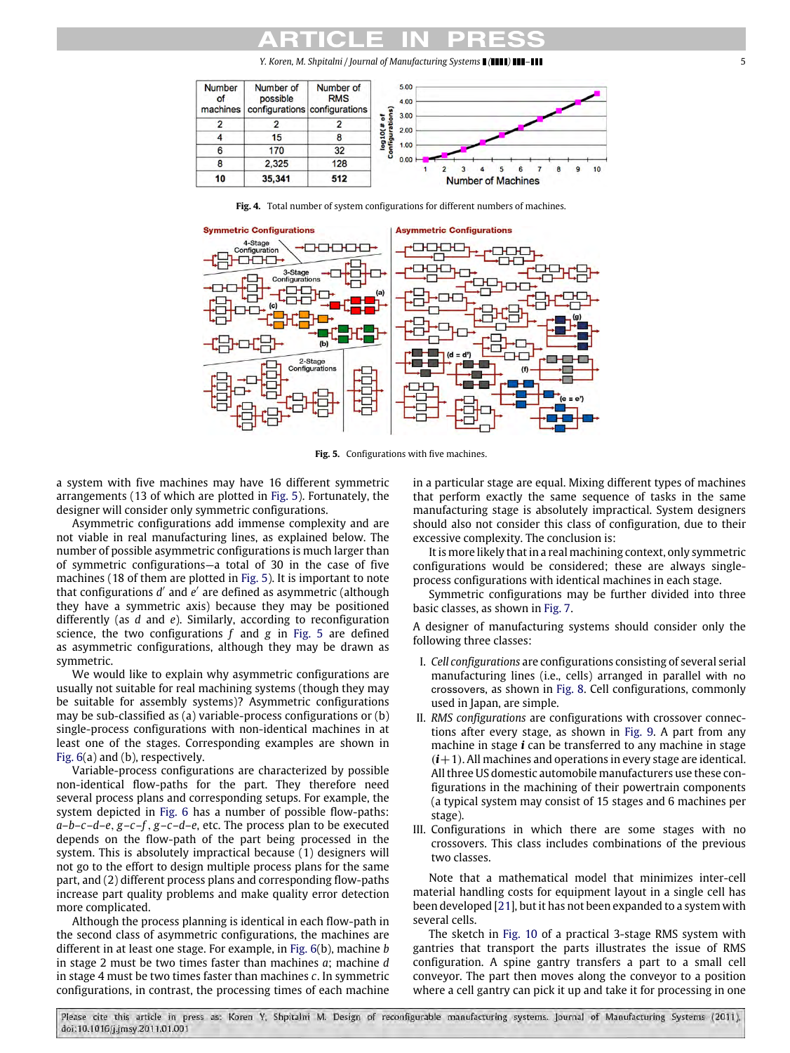| Number of machines | Number of possible configurations | Number of RMS configurations |
|---|---|---|
| 2 | 2 | 2 |
| 4 | 15 | 8 |
| 6 | 170 | 32 |
| 8 | 2,325 | 128 |
| 10 | 35,341 | 512 |

**Fig. 4.** Total number of system configurations for different numbers of machines.

**Fig. 5.** Configurations with five machines.

a system with five machines may have 16 different symmetric arrangements (13 of which are plotted in Fig. 5). Fortunately, the designer will consider only symmetric configurations.

Asymmetric configurations add immense complexity and are not viable in real manufacturing lines, as explained below. The number of possible asymmetric configurations is much larger than of symmetric configurations—a total of 30 in the case of five machines (18 of them are plotted in Fig. 5). It is important to note that configurations $d'$ and $e'$ are defined as asymmetric (although they have a symmetric axis) because they may be positioned differently (as $d$ and $e$). Similarly, according to reconfiguration science, the two configurations $f$ and $g$ in Fig. 5 are defined as asymmetric configurations, although they may be drawn as symmetric.

We would like to explain why asymmetric configurations are usually not suitable for real machining systems (though they may be suitable for assembly systems)? Asymmetric configurations may be sub-classified as (a) variable-process configurations or (b) single-process configurations with non-identical machines in at least one of the stages. Corresponding examples are shown in Fig. 6(a) and (b), respectively.

Variable-process configurations are characterized by possible non-identical flow-paths for the part. They therefore need several process plans and corresponding setups. For example, the system depicted in Fig. 6 has a number of possible flow-paths: $a$–$b$–$c$–$d$–$e$, $g$–$c$–$f$, $g$–$c$–$d$–$e$, etc. The process plan to be executed depends on the flow-path of the part being processed in the system. This is absolutely impractical because (1) designers will not go to the effort to design multiple process plans for the same part, and (2) different process plans and corresponding flow-paths increase part quality problems and make quality error detection more complicated.

Although the process planning is identical in each flow-path in the second class of asymmetric configurations, the machines are different in at least one stage. For example, in Fig. 6(b), machine $b$ in stage 2 must be two times faster than machines $a$; machine $d$ in stage 4 must be two times faster than machines $c$. In symmetric configurations, in contrast, the processing times of each machine in a particular stage are equal. Mixing different types of machines that perform exactly the same sequence of tasks in the same manufacturing stage is absolutely impractical. System designers should also not consider this class of configuration, due to their excessive complexity. The conclusion is:

It is more likely that in a real machining context, only symmetric configurations would be considered; these are always single-process configurations with identical machines in each stage.

Symmetric configurations may be further divided into three basic classes, as shown in Fig. 7.

A designer of manufacturing systems should consider only the following three classes:

I. *Cell configurations* are configurations consisting of several serial manufacturing lines (i.e., cells) arranged in parallel with no crossovers, as shown in Fig. 8. Cell configurations, commonly used in Japan, are simple.

II. *RMS configurations* are configurations with crossover connections after every stage, as shown in Fig. 9. A part from any machine in stage $\boldsymbol{i}$ can be transferred to any machine in stage $(\boldsymbol{i}+1)$. All machines and operations in every stage are identical. All three US domestic automobile manufacturers use these configurations in the machining of their powertrain components (a typical system may consist of 15 stages and 6 machines per stage).

III. Configurations in which there are some stages with no crossovers. This class includes combinations of the previous two classes.

Note that a mathematical model that minimizes inter-cell material handling costs for equipment layout in a single cell has been developed [21], but it has not been expanded to a system with several cells.

The sketch in Fig. 10 of a practical 3-stage RMS system with gantries that transport the parts illustrates the issue of RMS configuration. A spine gantry transfers a part to a small cell conveyor. The part then moves along the conveyor to a position where a cell gantry can pick it up and take it for processing in one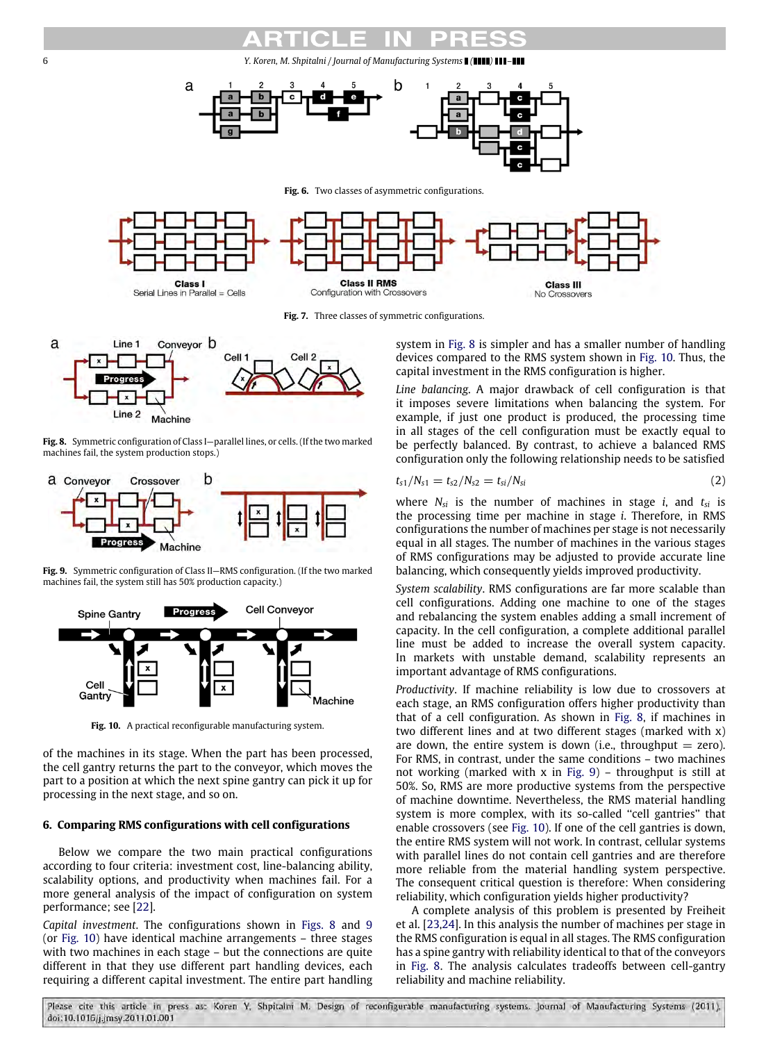Fig. 6. Two classes of asymmetric configurations.

Fig. 7. Three classes of symmetric configurations.

Fig. 8. Symmetric configuration of Class I—parallel lines, or cells. (If the two marked machines fail, the system production stops.)

Fig. 9. Symmetric configuration of Class II—RMS configuration. (If the two marked machines fail, the system still has 50% production capacity.)

Fig. 10. A practical reconfigurable manufacturing system.

of the machines in its stage. When the part has been processed, the cell gantry returns the part to the conveyor, which moves the part to a position at which the next spine gantry can pick it up for processing in the next stage, and so on.

## 6. Comparing RMS configurations with cell configurations

Below we compare the two main practical configurations according to four criteria: investment cost, line-balancing ability, scalability options, and productivity when machines fail. For a more general analysis of the impact of configuration on system performance; see [22].

*Capital investment*. The configurations shown in Figs. 8 and 9 (or Fig. 10) have identical machine arrangements – three stages with two machines in each stage – but the connections are quite different in that they use different part handling devices, each requiring a different capital investment. The entire part handling system in Fig. 8 is simpler and has a smaller number of handling devices compared to the RMS system shown in Fig. 10. Thus, the capital investment in the RMS configuration is higher.

*Line balancing*. A major drawback of cell configuration is that it imposes severe limitations when balancing the system. For example, if just one product is produced, the processing time in all stages of the cell configuration must be exactly equal to be perfectly balanced. By contrast, to achieve a balanced RMS configuration only the following relationship needs to be satisfied

$$t_{s1}/N_{s1} = t_{s2}/N_{s2} = t_{si}/N_{si} \tag{2}$$

where $N_{si}$ is the number of machines in stage $i$, and $t_{si}$ is the processing time per machine in stage $i$. Therefore, in RMS configurations the number of machines per stage is not necessarily equal in all stages. The number of machines in the various stages of RMS configurations may be adjusted to provide accurate line balancing, which consequently yields improved productivity.

*System scalability*. RMS configurations are far more scalable than cell configurations. Adding one machine to one of the stages and rebalancing the system enables adding a small increment of capacity. In the cell configuration, a complete additional parallel line must be added to increase the overall system capacity. In markets with unstable demand, scalability represents an important advantage of RMS configurations.

*Productivity*. If machine reliability is low due to crossovers at each stage, an RMS configuration offers higher productivity than that of a cell configuration. As shown in Fig. 8, if machines in two different lines and at two different stages (marked with x) are down, the entire system is down (i.e., throughput = zero). For RMS, in contrast, under the same conditions – two machines not working (marked with x in Fig. 9) – throughput is still at 50%. So, RMS are more productive systems from the perspective of machine downtime. Nevertheless, the RMS material handling system is more complex, with its so-called "cell gantries" that enable crossovers (see Fig. 10). If one of the cell gantries is down, the entire RMS system will not work. In contrast, cellular systems with parallel lines do not contain cell gantries and are therefore more reliable from the material handling system perspective. The consequent critical question is therefore: When considering reliability, which configuration yields higher productivity?

A complete analysis of this problem is presented by Freiheit et al. [23,24]. In this analysis the number of machines per stage in the RMS configuration is equal in all stages. The RMS configuration has a spine gantry with reliability identical to that of the conveyors in Fig. 8. The analysis calculates tradeoffs between cell-gantry reliability and machine reliability.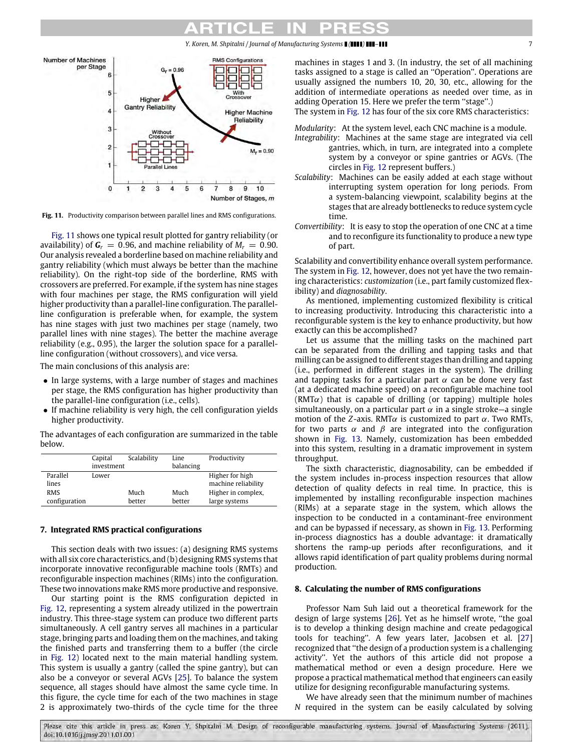Fig. 11. Productivity comparison between parallel lines and RMS configurations.

Fig. 11 shows one typical result plotted for gantry reliability (or availability) of $G_r = 0.96$, and machine reliability of $M_r = 0.90$. Our analysis revealed a borderline based on machine reliability and gantry reliability (which must always be better than the machine reliability). On the right-top side of the borderline, RMS with crossovers are preferred. For example, if the system has nine stages with four machines per stage, the RMS configuration will yield higher productivity than a parallel-line configuration. The parallel-line configuration is preferable when, for example, the system has nine stages with just two machines per stage (namely, two parallel lines with nine stages). The better the machine average reliability (e.g., 0.95), the larger the solution space for a parallel-line configuration (without crossovers), and vice versa.

The main conclusions of this analysis are:

- In large systems, with a large number of stages and machines per stage, the RMS configuration has higher productivity than the parallel-line configuration (i.e., cells).
- If machine reliability is very high, the cell configuration yields higher productivity.

The advantages of each configuration are summarized in the table below.

| | Capital investment | Scalability | Line balancing | Productivity |
|---|---|---|---|---|
| Parallel lines | Lower | | | Higher for high machine reliability |
| RMS configuration | | Much better | Much better | Higher in complex, large systems |

## 7. Integrated RMS practical configurations

This section deals with two issues: (a) designing RMS systems with all six core characteristics, and (b) designing RMS systems that incorporate innovative reconfigurable machine tools (RMTs) and reconfigurable inspection machines (RIMs) into the configuration. These two innovations make RMS more productive and responsive.

Our starting point is the RMS configuration depicted in Fig. 12, representing a system already utilized in the powertrain industry. This three-stage system can produce two different parts simultaneously. A cell gantry serves all machines in a particular stage, bringing parts and loading them on the machines, and taking the finished parts and transferring them to a buffer (the circle in Fig. 12) located next to the main material handling system. This system is usually a gantry (called the spine gantry), but can also be a conveyor or several AGVs [25]. To balance the system sequence, all stages should have almost the same cycle time. In this figure, the cycle time for each of the two machines in stage 2 is approximately two-thirds of the cycle time for the three machines in stages 1 and 3. (In industry, the set of all machining tasks assigned to a stage is called an "Operation". Operations are usually assigned the numbers 10, 20, 30, etc., allowing for the addition of intermediate operations as needed over time, as in adding Operation 15. Here we prefer the term "stage".)

The system in Fig. 12 has four of the six core RMS characteristics:

*Modularity*: At the system level, each CNC machine is a module.

*Integrability*: Machines at the same stage are integrated via cell gantries, which, in turn, are integrated into a complete system by a conveyor or spine gantries or AGVs. (The circles in Fig. 12 represent buffers.)

*Scalability*: Machines can be easily added at each stage without interrupting system operation for long periods. From a system-balancing viewpoint, scalability begins at the stages that are already bottlenecks to reduce system cycle time.

*Convertibility*: It is easy to stop the operation of one CNC at a time and to reconfigure its functionality to produce a new type of part.

Scalability and convertibility enhance overall system performance. The system in Fig. 12, however, does not yet have the two remaining characteristics: *customization* (i.e., part family customized flexibility) and *diagnosability*.

As mentioned, implementing customized flexibility is critical to increasing productivity. Introducing this characteristic into a reconfigurable system is the key to enhance productivity, but how exactly can this be accomplished?

Let us assume that the milling tasks on the machined part can be separated from the drilling and tapping tasks and that milling can be assigned to different stages than drilling and tapping (i.e., performed in different stages in the system). The drilling and tapping tasks for a particular part $\alpha$ can be done very fast (at a dedicated machine speed) on a reconfigurable machine tool (RMT$\alpha$) that is capable of drilling (or tapping) multiple holes simultaneously, on a particular part $\alpha$ in a single stroke—a single motion of the $Z$-axis. RMT$\alpha$ is customized to part $\alpha$. Two RMTs, for two parts $\alpha$ and $\beta$ are integrated into the configuration shown in Fig. 13. Namely, customization has been embedded into this system, resulting in a dramatic improvement in system throughput.

The sixth characteristic, diagnosability, can be embedded if the system includes in-process inspection resources that allow detection of quality defects in real time. In practice, this is implemented by installing reconfigurable inspection machines (RIMs) at a separate stage in the system, which allows the inspection to be conducted in a contaminant-free environment and can be bypassed if necessary, as shown in Fig. 13. Performing in-process diagnostics has a double advantage: it dramatically shortens the ramp-up periods after reconfigurations, and it allows rapid identification of part quality problems during normal production.

## 8. Calculating the number of RMS configurations

Professor Nam Suh laid out a theoretical framework for the design of large systems [26]. Yet as he himself wrote, "the goal is to develop a thinking design machine and create pedagogical tools for teaching". A few years later, Jacobsen et al. [27] recognized that "the design of a production system is a challenging activity". Yet the authors of this article did not propose a mathematical method or even a design procedure. Here we propose a practical mathematical method that engineers can easily utilize for designing reconfigurable manufacturing systems.

We have already seen that the minimum number of machines $N$ required in the system can be easily calculated by solving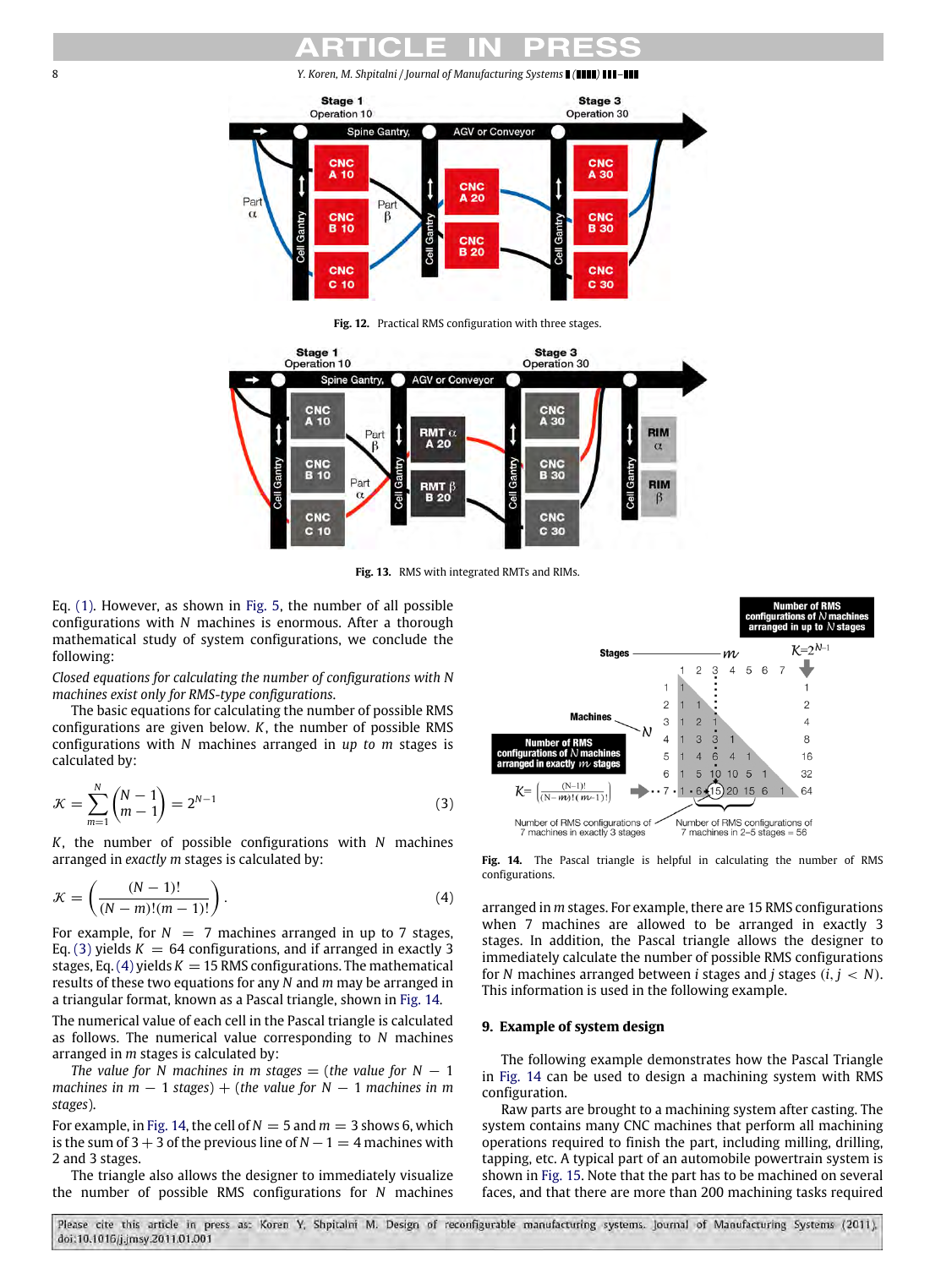Fig. 12. Practical RMS configuration with three stages.

Fig. 13. RMS with integrated RMTs and RIMs.

Eq. (1). However, as shown in Fig. 5, the number of all possible configurations with $N$ machines is enormous. After a thorough mathematical study of system configurations, we conclude the following:

*Closed equations for calculating the number of configurations with N machines exist only for RMS-type configurations.*

The basic equations for calculating the number of possible RMS configurations are given below. $K$, the number of possible RMS configurations with $N$ machines arranged in *up to* $m$ stages is calculated by:

$$\mathcal{K} = \sum_{m=1}^{N} \binom{N-1}{m-1} = 2^{N-1} \tag{3}$$

$K$, the number of possible configurations with $N$ machines arranged in *exactly* $m$ stages is calculated by:

$$\mathcal{K} = \left( \frac{(N-1)!}{(N-m)!(m-1)!} \right). \tag{4}$$

For example, for $N = 7$ machines arranged in up to 7 stages, Eq. (3) yields $K = 64$ configurations, and if arranged in exactly 3 stages, Eq. (4) yields $K = 15$ RMS configurations. The mathematical results of these two equations for any $N$ and $m$ may be arranged in a triangular format, known as a Pascal triangle, shown in Fig. 14.

The numerical value of each cell in the Pascal triangle is calculated as follows. The numerical value corresponding to $N$ machines arranged in $m$ stages is calculated by:

*The value for N machines in m stages = (the value for N − 1 machines in m − 1 stages) + (the value for N − 1 machines in m stages).*

For example, in Fig. 14, the cell of $N = 5$ and $m = 3$ shows 6, which is the sum of 3 + 3 of the previous line of $N - 1 = 4$ machines with 2 and 3 stages.

The triangle also allows the designer to immediately visualize the number of possible RMS configurations for $N$ machines arranged in $m$ stages. For example, there are 15 RMS configurations when 7 machines are allowed to be arranged in exactly 3 stages. In addition, the Pascal triangle allows the designer to immediately calculate the number of possible RMS configurations for $N$ machines arranged between $i$ stages and $j$ stages ($i, j < N$). This information is used in the following example.

Fig. 14. The Pascal triangle is helpful in calculating the number of RMS configurations.

## 9. Example of system design

The following example demonstrates how the Pascal Triangle in Fig. 14 can be used to design a machining system with RMS configuration.

Raw parts are brought to a machining system after casting. The system contains many CNC machines that perform all machining operations required to finish the part, including milling, drilling, tapping, etc. A typical part of an automobile powertrain system is shown in Fig. 15. Note that the part has to be machined on several faces, and that there are more than 200 machining tasks required

Please cite this article in press as: Koren Y, Shpitalni M. Design of reconfigurable manufacturing systems. Journal of Manufacturing Systems (2011), doi:10.1016/j.jmsy.2011.01.001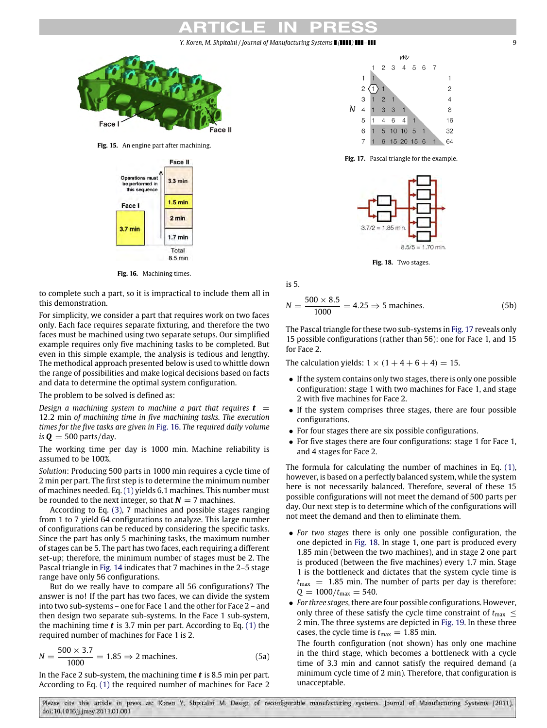Fig. 15. An engine part after machining.

Fig. 16. Machining times.

to complete such a part, so it is impractical to include them all in this demonstration.

For simplicity, we consider a part that requires work on two faces only. Each face requires separate fixturing, and therefore the two faces must be machined using two separate setups. Our simplified example requires only five machining tasks to be completed. But even in this simple example, the analysis is tedious and lengthy. The methodical approach presented below is used to whittle down the range of possibilities and make logical decisions based on facts and data to determine the optimal system configuration.

The problem to be solved is defined as:

*Design a machining system to machine a part that requires* $\boldsymbol{t} = 12.2$ min *of machining time in five machining tasks. The execution times for the five tasks are given in* Fig. 16. *The required daily volume is* $\boldsymbol{Q} = 500$ parts/day.

The working time per day is 1000 min. Machine reliability is assumed to be 100%.

*Solution*: Producing 500 parts in 1000 min requires a cycle time of 2 min per part. The first step is to determine the minimum number of machines needed. Eq. (1) yields 6.1 machines. This number must be rounded to the next integer, so that $\boldsymbol{N} = 7$ machines.

According to Eq. (3), 7 machines and possible stages ranging from 1 to 7 yield 64 configurations to analyze. This large number of configurations can be reduced by considering the specific tasks. Since the part has only 5 machining tasks, the maximum number of stages can be 5. The part has two faces, each requiring a different set-up; therefore, the minimum number of stages must be 2. The Pascal triangle in Fig. 14 indicates that 7 machines in the 2–5 stage range have only 56 configurations.

But do we really have to compare all 56 configurations? The answer is no! If the part has two faces, we can divide the system into two sub-systems – one for Face 1 and the other for Face 2 – and then design two separate sub-systems. In the Face 1 sub-system, the machining time $\boldsymbol{t}$ is 3.7 min per part. According to Eq. (1) the required number of machines for Face 1 is 2.

$$N = \frac{500 \times 3.7}{1000} = 1.85 \Rightarrow 2 \text{ machines.} \tag{5a}$$

In the Face 2 sub-system, the machining time $\boldsymbol{t}$ is 8.5 min per part. According to Eq. (1) the required number of machines for Face 2 is 5.

$$N = \frac{500 \times 8.5}{1000} = 4.25 \Rightarrow 5 \text{ machines.} \tag{5b}$$

Fig. 17. Pascal triangle for the example.

Fig. 18. Two stages.

The Pascal triangle for these two sub-systems in Fig. 17 reveals only 15 possible configurations (rather than 56): one for Face 1, and 15 for Face 2.

The calculation yields: $1 \times (1 + 4 + 6 + 4) = 15$.

- If the system contains only two stages, there is only one possible configuration: stage 1 with two machines for Face 1, and stage 2 with five machines for Face 2.
- If the system comprises three stages, there are four possible configurations.
- For four stages there are six possible configurations.
- For five stages there are four configurations: stage 1 for Face 1, and 4 stages for Face 2.

The formula for calculating the number of machines in Eq. (1), however, is based on a perfectly balanced system, while the system here is not necessarily balanced. Therefore, several of these 15 possible configurations will not meet the demand of 500 parts per day. Our next step is to determine which of the configurations will not meet the demand and then to eliminate them.

- *For two stages* there is only one possible configuration, the one depicted in Fig. 18. In stage 1, one part is produced every 1.85 min (between the two machines), and in stage 2 one part is produced (between the five machines) every 1.7 min. Stage 1 is the bottleneck and dictates that the system cycle time is $t_{\max} = 1.85$ min. The number of parts per day is therefore: $Q = 1000/t_{\max} = 540$.
- *For three stages*, there are four possible configurations. However, only three of these satisfy the cycle time constraint of $t_{\max} \leq 2$ min. The three systems are depicted in Fig. 19. In these three cases, the cycle time is $t_{\max} = 1.85$ min.

  The fourth configuration (not shown) has only one machine in the third stage, which becomes a bottleneck with a cycle time of 3.3 min and cannot satisfy the required demand (a minimum cycle time of 2 min). Therefore, that configuration is unacceptable.

Please cite this article in press as: Koren Y, Shpitalni M. Design of reconfigurable manufacturing systems. Journal of Manufacturing Systems (2011), doi:10.1016/j.jmsy.2011.01.001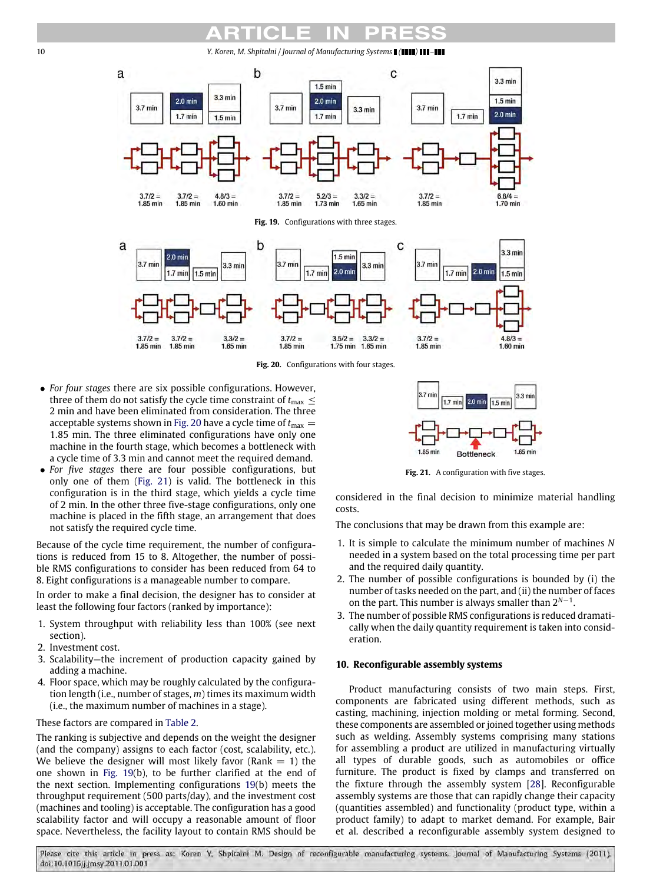Fig. 19. Configurations with three stages.

Fig. 20. Configurations with four stages.

- *For four stages* there are six possible configurations. However, three of them do not satisfy the cycle time constraint of $t_{max} \leq 2$ min and have been eliminated from consideration. The three acceptable systems shown in Fig. 20 have a cycle time of $t_{max} = 1.85$ min. The three eliminated configurations have only one machine in the fourth stage, which becomes a bottleneck with a cycle time of 3.3 min and cannot meet the required demand.
- *For five stages* there are four possible configurations, but only one of them (Fig. 21) is valid. The bottleneck in this configuration is in the third stage, which yields a cycle time of 2 min. In the other three five-stage configurations, only one machine is placed in the fifth stage, an arrangement that does not satisfy the required cycle time.

Because of the cycle time requirement, the number of configurations is reduced from 15 to 8. Altogether, the number of possible RMS configurations to consider has been reduced from 64 to 8. Eight configurations is a manageable number to compare.

In order to make a final decision, the designer has to consider at least the following four factors (ranked by importance):

1. System throughput with reliability less than 100% (see next section).
2. Investment cost.
3. Scalability—the increment of production capacity gained by adding a machine.
4. Floor space, which may be roughly calculated by the configuration length (i.e., number of stages, $m$) times its maximum width (i.e., the maximum number of machines in a stage).

These factors are compared in Table 2.

The ranking is subjective and depends on the weight the designer (and the company) assigns to each factor (cost, scalability, etc.). We believe the designer will most likely favor (Rank = 1) the one shown in Fig. 19(b), to be further clarified at the end of the next section. Implementing configurations 19(b) meets the throughput requirement (500 parts/day), and the investment cost (machines and tooling) is acceptable. The configuration has a good scalability factor and will occupy a reasonable amount of floor space. Nevertheless, the facility layout to contain RMS should be considered in the final decision to minimize material handling costs.

Fig. 21. A configuration with five stages.

The conclusions that may be drawn from this example are:

1. It is simple to calculate the minimum number of machines $N$ needed in a system based on the total processing time per part and the required daily quantity.
2. The number of possible configurations is bounded by (i) the number of tasks needed on the part, and (ii) the number of faces on the part. This number is always smaller than $2^{N-1}$.
3. The number of possible RMS configurations is reduced dramatically when the daily quantity requirement is taken into consideration.

## 10. Reconfigurable assembly systems

Product manufacturing consists of two main steps. First, components are fabricated using different methods, such as casting, machining, injection molding or metal forming. Second, these components are assembled or joined together using methods such as welding. Assembly systems comprising many stations for assembling a product are utilized in manufacturing virtually all types of durable goods, such as automobiles or office furniture. The product is fixed by clamps and transferred on the fixture through the assembly system [28]. Reconfigurable assembly systems are those that can rapidly change their capacity (quantities assembled) and functionality (product type, within a product family) to adapt to market demand. For example, Bair et al. described a reconfigurable assembly system designed to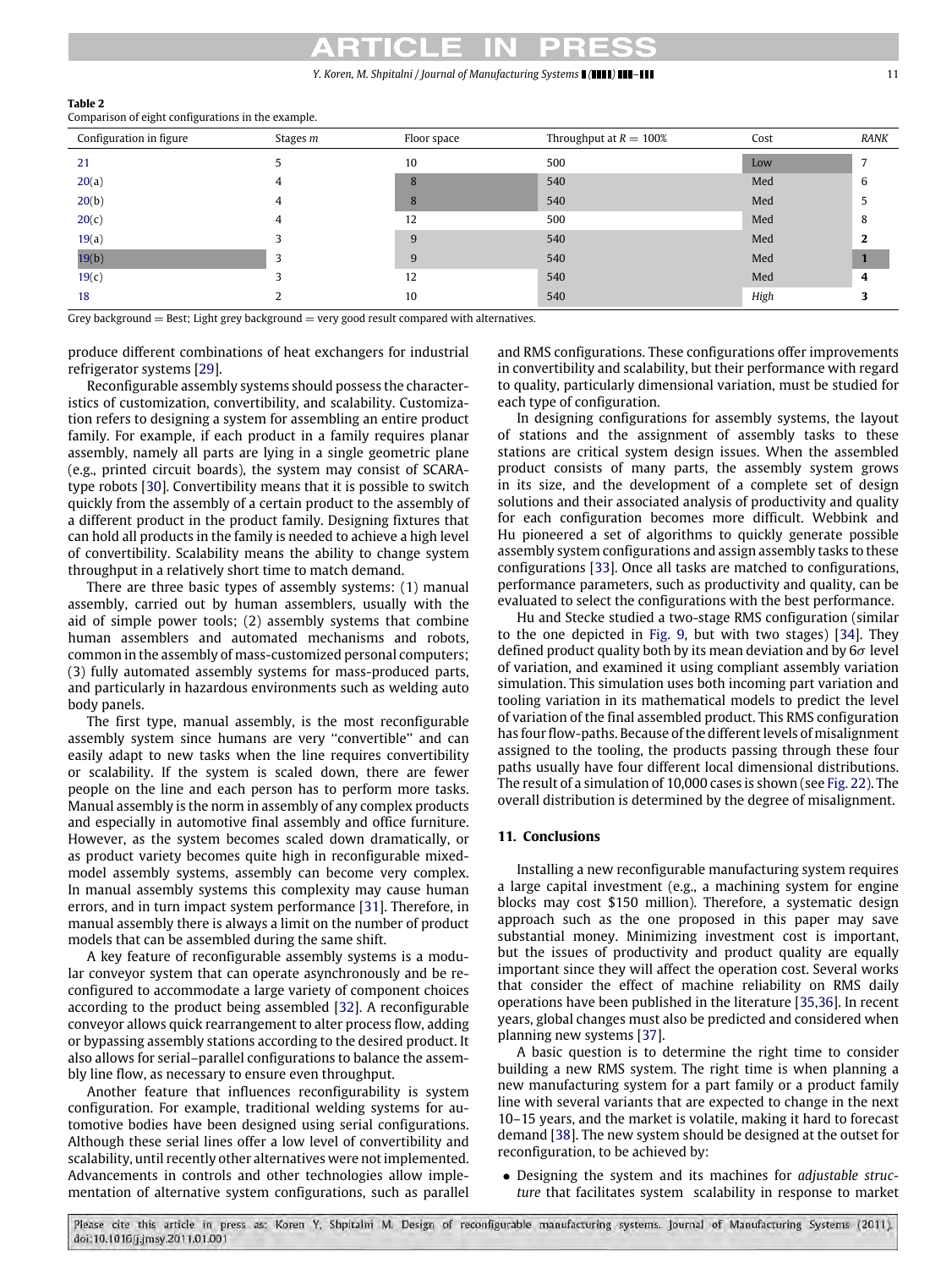**Table 2**
Comparison of eight configurations in the example.

| Configuration in figure | Stages $m$ | Floor space | Throughput at $R = 100\%$ | Cost | RANK |
|---|---|---|---|---|---|
| 21 | 5 | 10 | 500 | Low | 7 |
| 20(a) | 4 | 8 | 540 | Med | 6 |
| 20(b) | 4 | 8 | 540 | Med | 5 |
| 20(c) | 4 | 12 | 500 | Med | 8 |
| 19(a) | 3 | 9 | 540 | Med | **2** |
| 19(b) | 3 | 9 | 540 | Med | **1** |
| 19(c) | 3 | 12 | 540 | Med | **4** |
| 18 | 2 | 10 | 540 | *High* | **3** |

Grey background = Best; Light grey background = very good result compared with alternatives.

produce different combinations of heat exchangers for industrial refrigerator systems [29].

Reconfigurable assembly systems should possess the characteristics of customization, convertibility, and scalability. Customization refers to designing a system for assembling an entire product family. For example, if each product in a family requires planar assembly, namely all parts are lying in a single geometric plane (e.g., printed circuit boards), the system may consist of SCARA-type robots [30]. Convertibility means that it is possible to switch quickly from the assembly of a certain product to the assembly of a different product in the product family. Designing fixtures that can hold all products in the family is needed to achieve a high level of convertibility. Scalability means the ability to change system throughput in a relatively short time to match demand.

There are three basic types of assembly systems: (1) manual assembly, carried out by human assemblers, usually with the aid of simple power tools; (2) assembly systems that combine human assemblers and automated mechanisms and robots, common in the assembly of mass-customized personal computers; (3) fully automated assembly systems for mass-produced parts, and particularly in hazardous environments such as welding auto body panels.

The first type, manual assembly, is the most reconfigurable assembly system since humans are very "convertible" and can easily adapt to new tasks when the line requires convertibility or scalability. If the system is scaled down, there are fewer people on the line and each person has to perform more tasks. Manual assembly is the norm in assembly of any complex products and especially in automotive final assembly and office furniture. However, as the system becomes scaled down dramatically, or as product variety becomes quite high in reconfigurable mixed-model assembly systems, assembly can become very complex. In manual assembly systems this complexity may cause human errors, and in turn impact system performance [31]. Therefore, in manual assembly there is always a limit on the number of product models that can be assembled during the same shift.

A key feature of reconfigurable assembly systems is a modular conveyor system that can operate asynchronously and be re-configured to accommodate a large variety of component choices according to the product being assembled [32]. A reconfigurable conveyor allows quick rearrangement to alter process flow, adding or bypassing assembly stations according to the desired product. It also allows for serial–parallel configurations to balance the assembly line flow, as necessary to ensure even throughput.

Another feature that influences reconfigurability is system configuration. For example, traditional welding systems for automotive bodies have been designed using serial configurations. Although these serial lines offer a low level of convertibility and scalability, until recently other alternatives were not implemented. Advancements in controls and other technologies allow implementation of alternative system configurations, such as parallel and RMS configurations. These configurations offer improvements in convertibility and scalability, but their performance with regard to quality, particularly dimensional variation, must be studied for each type of configuration.

In designing configurations for assembly systems, the layout of stations and the assignment of assembly tasks to these stations are critical system design issues. When the assembled product consists of many parts, the assembly system grows in its size, and the development of a complete set of design solutions and their associated analysis of productivity and quality for each configuration becomes more difficult. Webbink and Hu pioneered a set of algorithms to quickly generate possible assembly system configurations and assign assembly tasks to these configurations [33]. Once all tasks are matched to configurations, performance parameters, such as productivity and quality, can be evaluated to select the configurations with the best performance.

Hu and Stecke studied a two-stage RMS configuration (similar to the one depicted in Fig. 9, but with two stages) [34]. They defined product quality both by its mean deviation and by $6\sigma$ level of variation, and examined it using compliant assembly variation simulation. This simulation uses both incoming part variation and tooling variation in its mathematical models to predict the level of variation of the final assembled product. This RMS configuration has four flow-paths. Because of the different levels of misalignment assigned to the tooling, the products passing through these four paths usually have four different local dimensional distributions. The result of a simulation of 10,000 cases is shown (see Fig. 22). The overall distribution is determined by the degree of misalignment.

## 11. Conclusions

Installing a new reconfigurable manufacturing system requires a large capital investment (e.g., a machining system for engine blocks may cost $150 million). Therefore, a systematic design approach such as the one proposed in this paper may save substantial money. Minimizing investment cost is important, but the issues of productivity and product quality are equally important since they will affect the operation cost. Several works that consider the effect of machine reliability on RMS daily operations have been published in the literature [35,36]. In recent years, global changes must also be predicted and considered when planning new systems [37].

A basic question is to determine the right time to consider building a new RMS system. The right time is when planning a new manufacturing system for a part family or a product family line with several variants that are expected to change in the next 10–15 years, and the market is volatile, making it hard to forecast demand [38]. The new system should be designed at the outset for reconfiguration, to be achieved by:

- Designing the system and its machines for *adjustable structure* that facilitates system scalability in response to market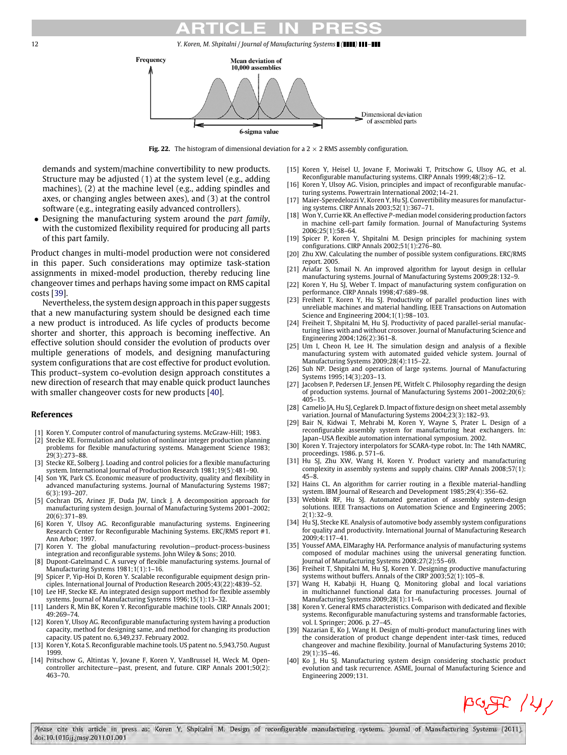Frequency

Mean deviation of 10,000 assemblies

Dimensional deviation of assembled parts

6-sigma value

**Fig. 22.** The histogram of dimensional deviation for a 2 × 2 RMS assembly configuration.

demands and system/machine convertibility to new products. Structure may be adjusted (1) at the system level (e.g., adding machines), (2) at the machine level (e.g., adding spindles and axes, or changing angles between axes), and (3) at the control software (e.g., integrating easily advanced controllers).

- Designing the manufacturing system around the *part family*, with the customized flexibility required for producing all parts of this part family.

Product changes in multi-model production were not considered in this paper. Such considerations may optimize task-station assignments in mixed-model production, thereby reducing line changeover times and perhaps having some impact on RMS capital costs [39].

Nevertheless, the system design approach in this paper suggests that a new manufacturing system should be designed each time a new product is introduced. As life cycles of products become shorter and shorter, this approach is becoming ineffective. An effective solution should consider the evolution of products over multiple generations of models, and designing manufacturing system configurations that are cost effective for product evolution. This product–system co-evolution design approach constitutes a new direction of research that may enable quick product launches with smaller changeover costs for new products [40].

## References

[1] Koren Y. Computer control of manufacturing systems. McGraw-Hill; 1983.
[2] Stecke KE. Formulation and solution of nonlinear integer production planning problems for flexible manufacturing systems. Management Science 1983; 29(3):273–88.
[3] Stecke KE, Solberg J. Loading and control policies for a flexible manufacturing system. International Journal of Production Research 1981;19(5):481–90.
[4] Son YK, Park CS. Economic measure of productivity, quality and flexibility in advanced manufacturing systems. Journal of Manufacturing Systems 1987; 6(3):193–207.
[5] Cochran DS, Arinez JF, Duda JW, Linck J. A decomposition approach for manufacturing system design. Journal of Manufacturing Systems 2001–2002; 20(6):371–89.
[6] Koren Y, Ulsoy AG. Reconfigurable manufacturing systems. Engineering Research Center for Reconfigurable Machining Systems. ERC/RMS report #1. Ann Arbor; 1997.
[7] Koren Y. The global manufacturing revolution—product-process-business integration and reconfigurable systems. John Wiley & Sons; 2010.
[8] Dupont-Gatelmand C. A survey of flexible manufacturing systems. Journal of Manufacturing Systems 1981;1(1):1–16.
[9] Spicer P, Yip-Hoi D, Koren Y. Scalable reconfigurable equipment design principles. International Journal of Production Research 2005;43(22):4839–52.
[10] Lee HF, Stecke KE. An integrated design support method for flexible assembly systems. Journal of Manufacturing Systems 1996;15(1):13–32.
[11] Landers R, Min BK, Koren Y. Reconfigurable machine tools. CIRP Annals 2001; 49:269–74.
[12] Koren Y, Ulsoy AG. Reconfigurable manufacturing system having a production capacity, method for designing same, and method for changing its production capacity. US patent no. 6,349,237. February 2002.
[13] Koren Y, Kota S. Reconfigurable machine tools. US patent no. 5,943,750. August 1999.
[14] Pritschow G, Altintas Y, Jovane F, Koren Y, VanBrussel H, Weck M. Open-controller architecture—past, present, and future. CIRP Annals 2001;50(2): 463–70.
[15] Koren Y, Heisel U, Jovane F, Moriwaki T, Pritschow G, Ulsoy AG, et al. Reconfigurable manufacturing systems. CIRP Annals 1999;48(2):6–12.
[16] Koren Y, Ulsoy AG. Vision, principles and impact of reconfigurable manufacturing systems. Powertrain International 2002;14–21.
[17] Maier-Speredelozzi V, Koren Y, Hu SJ. Convertibility measures for manufacturing systems. CIRP Annals 2003;52(1):367–71.
[18] Won Y, Currie KR. An effective *P*-median model considering production factors in machine cell-part family formation. Journal of Manufacturing Systems 2006;25(1):58–64.
[19] Spicer P, Koren Y, Shpitalni M. Design principles for machining system configurations. CIRP Annals 2002;51(1):276–80.
[20] Zhu XW. Calculating the number of possible system configurations. ERC/RMS report. 2005.
[21] Ariafar S, Ismail N. An improved algorithm for layout design in cellular manufacturing systems. Journal of Manufacturing Systems 2009;28:132–9.
[22] Koren Y, Hu SJ, Weber T. Impact of manufacturing system configuration on performance. CIRP Annals 1998;47:689–98.
[23] Freiheit T, Koren Y, Hu SJ. Productivity of parallel production lines with unreliable machines and material handling. IEEE Transactions on Automation Science and Engineering 2004;1(1):98–103.
[24] Freiheit T, Shpitalni M, Hu SJ. Productivity of paced parallel-serial manufacturing lines with and without crossover. Journal of Manufacturing Science and Engineering 2004;126(2):361–8.
[25] Um I, Cheon H, Lee H. The simulation design and analysis of a flexible manufacturing system with automated guided vehicle system. Journal of Manufacturing Systems 2009;28(4):115–22.
[26] Suh NP. Design and operation of large systems. Journal of Manufacturing Systems 1995;14(3):203–13.
[27] Jacobsen P, Pedersen LF, Jensen PE, Witfelt C. Philosophy regarding the design of production systems. Journal of Manufacturing Systems 2001–2002;20(6): 405–15.
[28] Camelio JA, Hu SJ, Ceglarek D. Impact of fixture design on sheet metal assembly variation. Journal of Manufacturing Systems 2004;23(3):182–93.
[29] Bair N, Kidwai T, Mehrabi M, Koren Y, Wayne S, Prater L. Design of a reconfigurable assembly system for manufacturing heat exchangers. In: Japan–USA flexible automation international symposium. 2002.
[30] Koren Y. Trajectory interpolators for SCARA-type robot. In: The 14th NAMRC, proceedings. 1986. p. 571–6.
[31] Hu SJ, Zhu XW, Wang H, Koren Y. Product variety and manufacturing complexity in assembly systems and supply chains. CIRP Annals 2008;57(1): 45–8.
[32] Hains CL. An algorithm for carrier routing in a flexible material-handling system. IBM Journal of Research and Development 1985;29(4):356–62.
[33] Webbink RF, Hu SJ. Automated generation of assembly system-design solutions. IEEE Transactions on Automation Science and Engineering 2005; 2(1):32–9.
[34] Hu SJ, Stecke KE. Analysis of automotive body assembly system configurations for quality and productivity. International Journal of Manufacturing Research 2009;4:117–41.
[35] Youssef AMA, ElMaraghy HA. Performance analysis of manufacturing systems composed of modular machines using the universal generating function. Journal of Manufacturing Systems 2008;27(2):55–69.
[36] Freiheit T, Shpitalni M, Hu SJ, Koren Y. Designing productive manufacturing systems without buffers. Annals of the CIRP 2003;52(1):105–8.
[37] Wang H, Kababji H, Huang Q. Monitoring global and local variations in multichannel functional data for manufacturing processes. Journal of Manufacturing Systems 2009;28(1):11–6.
[38] Koren Y. General RMS characteristics. Comparison with dedicated and flexible systems. Reconfigurable manufacturing systems and transformable factories, vol. I. Springer; 2006. p. 27–45.
[39] Nazarian E, Ko J, Wang H. Design of multi-product manufacturing lines with the consideration of product change dependent inter-task times, reduced changeover and machine flexibility. Journal of Manufacturing Systems 2010; 29(1):35–46.
[40] Ko J, Hu SJ. Manufacturing system design considering stochastic product evolution and task recurrence. ASME, Journal of Manufacturing Science and Engineering 2009;131.